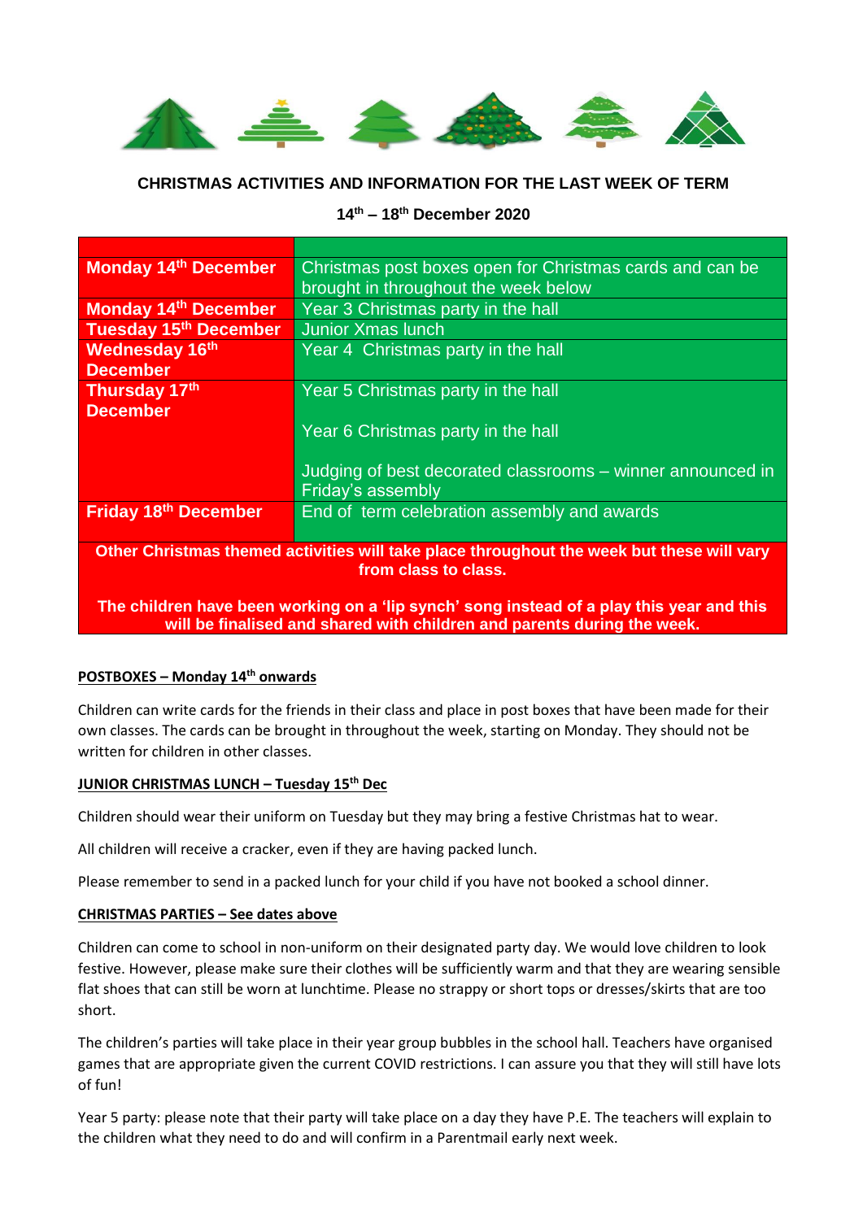## CHRISTMAS ACTIVITIES AND INFORMATION FOR THE LAST WEEK OF TERM

**14th – 18th December 2020**

| | |
|---|---|
| **Monday 14th December** | Christmas post boxes open for Christmas cards and can be brought in throughout the week below |
| **Monday 14th December** | Year 3 Christmas party in the hall |
| **Tuesday 15th December** | Junior Xmas lunch |
| **Wednesday 16th December** | Year 4 Christmas party in the hall |
| **Thursday 17th December** | Year 5 Christmas party in the hall<br><br>Year 6 Christmas party in the hall<br><br>Judging of best decorated classrooms – winner announced in Friday's assembly |
| **Friday 18th December** | End of term celebration assembly and awards |

**Other Christmas themed activities will take place throughout the week but these will vary from class to class.**

**The children have been working on a 'lip synch' song instead of a play this year and this will be finalised and shared with children and parents during the week.**

**POSTBOXES – Monday 14th onwards**

Children can write cards for the friends in their class and place in post boxes that have been made for their own classes. The cards can be brought in throughout the week, starting on Monday. They should not be written for children in other classes.

**JUNIOR CHRISTMAS LUNCH – Tuesday 15th Dec**

Children should wear their uniform on Tuesday but they may bring a festive Christmas hat to wear.

All children will receive a cracker, even if they are having packed lunch.

Please remember to send in a packed lunch for your child if you have not booked a school dinner.

**CHRISTMAS PARTIES – See dates above**

Children can come to school in non-uniform on their designated party day. We would love children to look festive. However, please make sure their clothes will be sufficiently warm and that they are wearing sensible flat shoes that can still be worn at lunchtime. Please no strappy or short tops or dresses/skirts that are too short.

The children's parties will take place in their year group bubbles in the school hall. Teachers have organised games that are appropriate given the current COVID restrictions. I can assure you that they will still have lots of fun!

Year 5 party: please note that their party will take place on a day they have P.E. The teachers will explain to the children what they need to do and will confirm in a Parentmail early next week.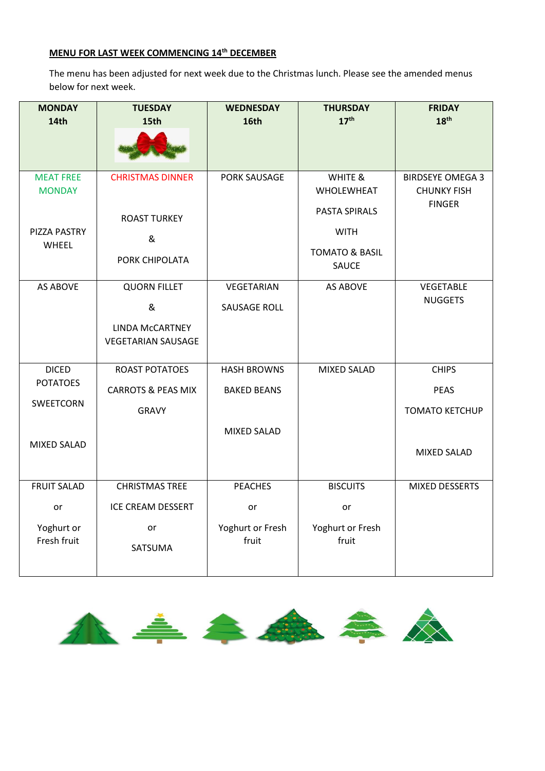**MENU FOR LAST WEEK COMMENCING 14th DECEMBER**

The menu has been adjusted for next week due to the Christmas lunch. Please see the amended menus below for next week.

| MONDAY 14th | TUESDAY 15th | WEDNESDAY 16th | THURSDAY 17th | FRIDAY 18th |
|---|---|---|---|---|
| MEAT FREE MONDAY<br><br>PIZZA PASTRY WHEEL | CHRISTMAS DINNER<br><br>ROAST TURKEY<br>&<br>PORK CHIPOLATA | PORK SAUSAGE | WHITE & WHOLEWHEAT<br>PASTA SPIRALS<br>WITH<br>TOMATO & BASIL SAUCE | BIRDSEYE OMEGA 3 CHUNKY FISH FINGER |
| AS ABOVE | QUORN FILLET<br>&<br>LINDA McCARTNEY VEGETARIAN SAUSAGE | VEGETARIAN<br>SAUSAGE ROLL | AS ABOVE | VEGETABLE NUGGETS |
| DICED POTATOES<br>SWEETCORN<br><br>MIXED SALAD | ROAST POTATOES<br>CARROTS & PEAS MIX<br>GRAVY | HASH BROWNS<br>BAKED BEANS<br><br>MIXED SALAD | MIXED SALAD | CHIPS<br>PEAS<br>TOMATO KETCHUP<br><br>MIXED SALAD |
| FRUIT SALAD<br>or<br>Yoghurt or Fresh fruit | CHRISTMAS TREE<br>ICE CREAM DESSERT<br>or<br>SATSUMA | PEACHES<br>or<br>Yoghurt or Fresh fruit | BISCUITS<br>or<br>Yoghurt or Fresh fruit | MIXED DESSERTS |